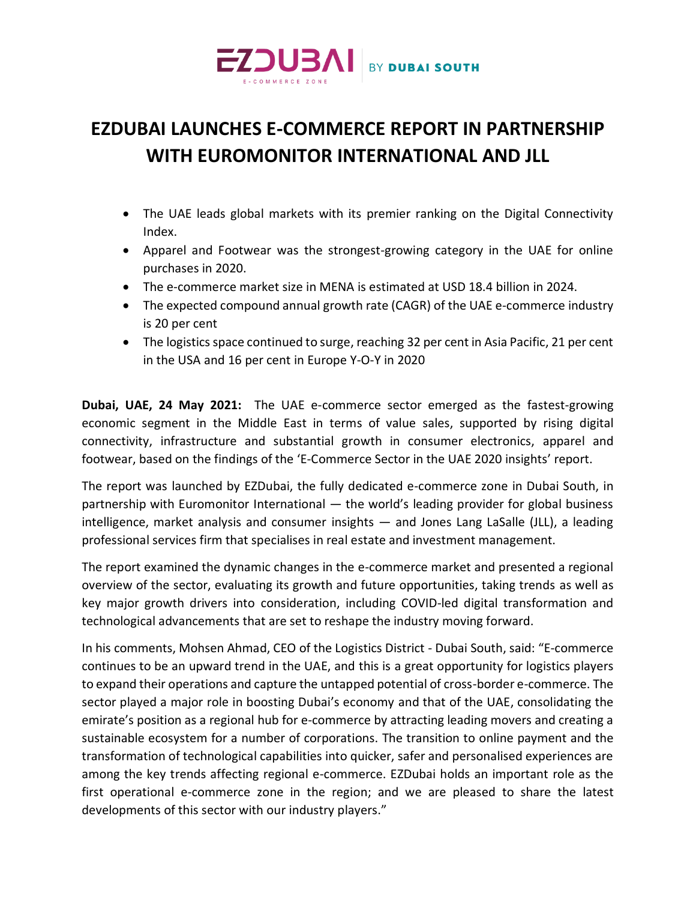EZDUBAI E-COMMERCE ZONE | BY DUBAI SOUTH

# EZDUBAI LAUNCHES E-COMMERCE REPORT IN PARTNERSHIP WITH EUROMONITOR INTERNATIONAL AND JLL

- The UAE leads global markets with its premier ranking on the Digital Connectivity Index.
- Apparel and Footwear was the strongest-growing category in the UAE for online purchases in 2020.
- The e-commerce market size in MENA is estimated at USD 18.4 billion in 2024.
- The expected compound annual growth rate (CAGR) of the UAE e-commerce industry is 20 per cent
- The logistics space continued to surge, reaching 32 per cent in Asia Pacific, 21 per cent in the USA and 16 per cent in Europe Y-O-Y in 2020

**Dubai, UAE, 24 May 2021:** The UAE e-commerce sector emerged as the fastest-growing economic segment in the Middle East in terms of value sales, supported by rising digital connectivity, infrastructure and substantial growth in consumer electronics, apparel and footwear, based on the findings of the 'E-Commerce Sector in the UAE 2020 insights' report.

The report was launched by EZDubai, the fully dedicated e-commerce zone in Dubai South, in partnership with Euromonitor International — the world's leading provider for global business intelligence, market analysis and consumer insights — and Jones Lang LaSalle (JLL), a leading professional services firm that specialises in real estate and investment management.

The report examined the dynamic changes in the e-commerce market and presented a regional overview of the sector, evaluating its growth and future opportunities, taking trends as well as key major growth drivers into consideration, including COVID-led digital transformation and technological advancements that are set to reshape the industry moving forward.

In his comments, Mohsen Ahmad, CEO of the Logistics District - Dubai South, said: "E-commerce continues to be an upward trend in the UAE, and this is a great opportunity for logistics players to expand their operations and capture the untapped potential of cross-border e-commerce. The sector played a major role in boosting Dubai's economy and that of the UAE, consolidating the emirate's position as a regional hub for e-commerce by attracting leading movers and creating a sustainable ecosystem for a number of corporations. The transition to online payment and the transformation of technological capabilities into quicker, safer and personalised experiences are among the key trends affecting regional e-commerce. EZDubai holds an important role as the first operational e-commerce zone in the region; and we are pleased to share the latest developments of this sector with our industry players."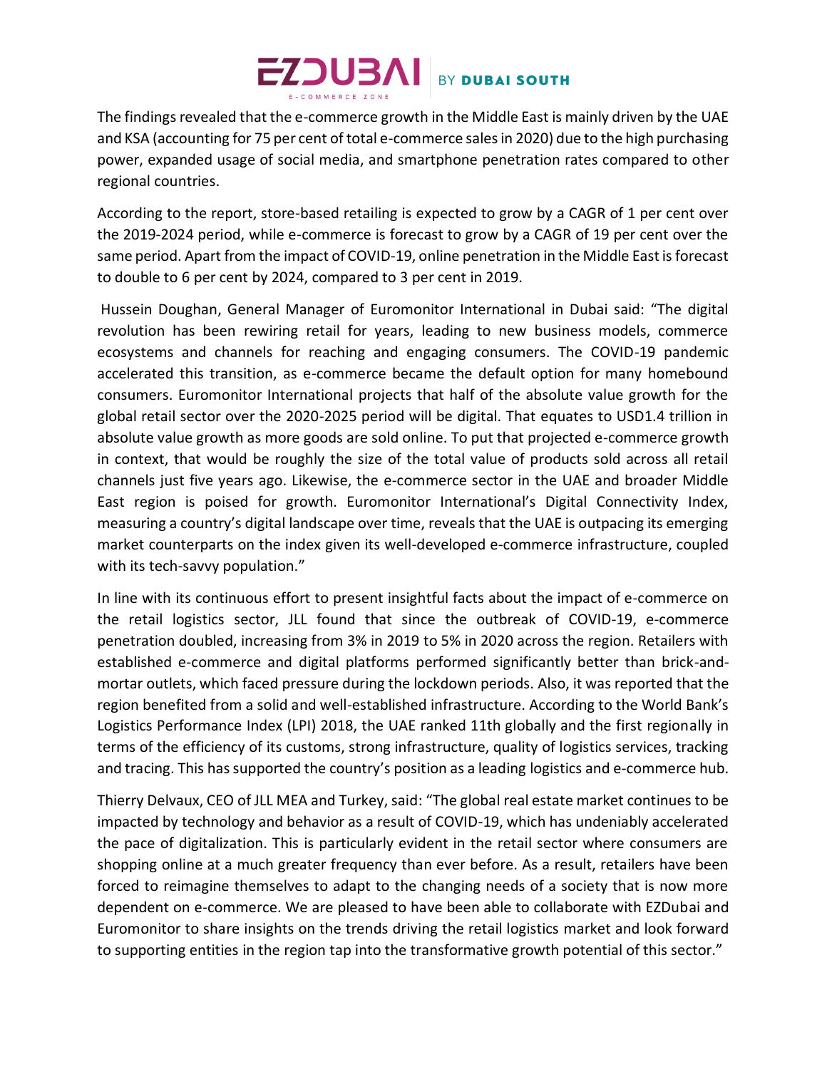The findings revealed that the e-commerce growth in the Middle East is mainly driven by the UAE and KSA (accounting for 75 per cent of total e-commerce sales in 2020) due to the high purchasing power, expanded usage of social media, and smartphone penetration rates compared to other regional countries.

According to the report, store-based retailing is expected to grow by a CAGR of 1 per cent over the 2019-2024 period, while e-commerce is forecast to grow by a CAGR of 19 per cent over the same period. Apart from the impact of COVID-19, online penetration in the Middle East is forecast to double to 6 per cent by 2024, compared to 3 per cent in 2019.

Hussein Doughan, General Manager of Euromonitor International in Dubai said: "The digital revolution has been rewiring retail for years, leading to new business models, commerce ecosystems and channels for reaching and engaging consumers. The COVID-19 pandemic accelerated this transition, as e-commerce became the default option for many homebound consumers. Euromonitor International projects that half of the absolute value growth for the global retail sector over the 2020-2025 period will be digital. That equates to USD1.4 trillion in absolute value growth as more goods are sold online. To put that projected e-commerce growth in context, that would be roughly the size of the total value of products sold across all retail channels just five years ago. Likewise, the e-commerce sector in the UAE and broader Middle East region is poised for growth. Euromonitor International's Digital Connectivity Index, measuring a country's digital landscape over time, reveals that the UAE is outpacing its emerging market counterparts on the index given its well-developed e-commerce infrastructure, coupled with its tech-savvy population."

In line with its continuous effort to present insightful facts about the impact of e-commerce on the retail logistics sector, JLL found that since the outbreak of COVID-19, e-commerce penetration doubled, increasing from 3% in 2019 to 5% in 2020 across the region. Retailers with established e-commerce and digital platforms performed significantly better than brick-and-mortar outlets, which faced pressure during the lockdown periods. Also, it was reported that the region benefited from a solid and well-established infrastructure. According to the World Bank's Logistics Performance Index (LPI) 2018, the UAE ranked 11th globally and the first regionally in terms of the efficiency of its customs, strong infrastructure, quality of logistics services, tracking and tracing. This has supported the country's position as a leading logistics and e-commerce hub.

Thierry Delvaux, CEO of JLL MEA and Turkey, said: "The global real estate market continues to be impacted by technology and behavior as a result of COVID-19, which has undeniably accelerated the pace of digitalization. This is particularly evident in the retail sector where consumers are shopping online at a much greater frequency than ever before. As a result, retailers have been forced to reimagine themselves to adapt to the changing needs of a society that is now more dependent on e-commerce. We are pleased to have been able to collaborate with EZDubai and Euromonitor to share insights on the trends driving the retail logistics market and look forward to supporting entities in the region tap into the transformative growth potential of this sector."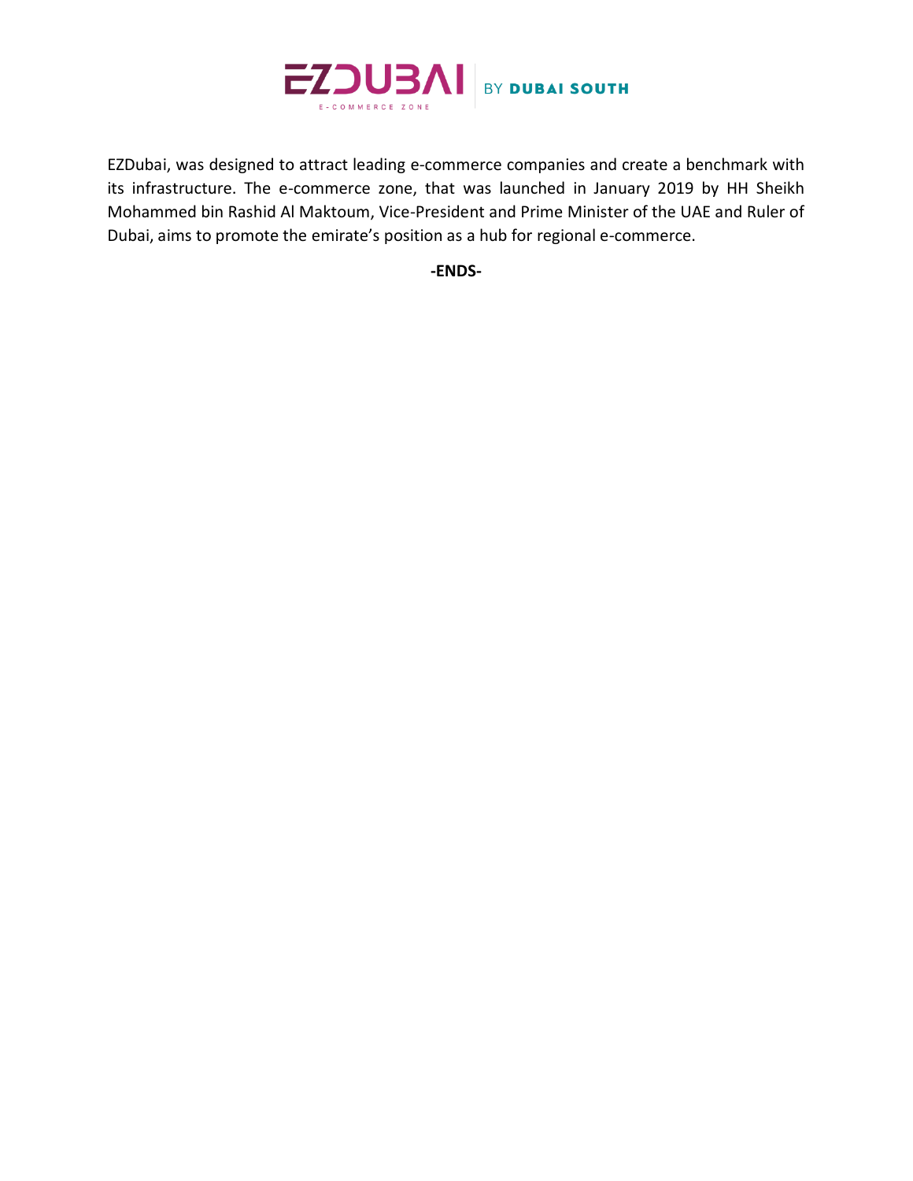EZDubai, was designed to attract leading e-commerce companies and create a benchmark with its infrastructure. The e-commerce zone, that was launched in January 2019 by HH Sheikh Mohammed bin Rashid Al Maktoum, Vice-President and Prime Minister of the UAE and Ruler of Dubai, aims to promote the emirate's position as a hub for regional e-commerce.

**-ENDS-**